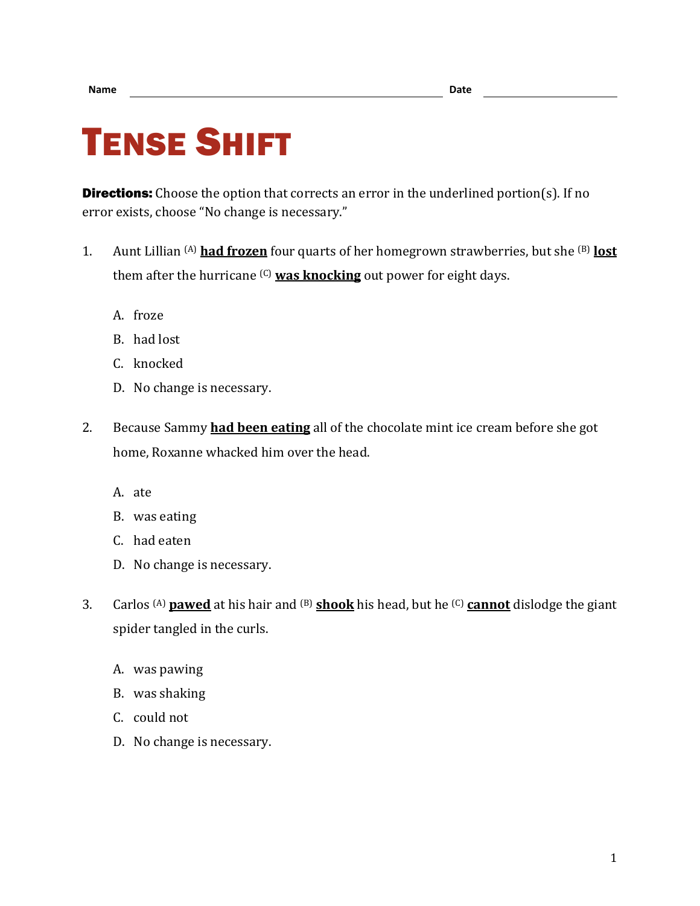Name ________________________________________ Date ____________________

# TENSE SHIFT

**Directions:** Choose the option that corrects an error in the underlined portion(s). If no error exists, choose "No change is necessary."

1. Aunt Lillian (A) <u>**had frozen**</u> four quarts of her homegrown strawberries, but she (B) <u>**lost**</u> them after the hurricane (C) <u>**was knocking**</u> out power for eight days.

   A. froze
   B. had lost
   C. knocked
   D. No change is necessary.

2. Because Sammy <u>**had been eating**</u> all of the chocolate mint ice cream before she got home, Roxanne whacked him over the head.

   A. ate
   B. was eating
   C. had eaten
   D. No change is necessary.

3. Carlos (A) <u>**pawed**</u> at his hair and (B) <u>**shook**</u> his head, but he (C) <u>**cannot**</u> dislodge the giant spider tangled in the curls.

   A. was pawing
   B. was shaking
   C. could not
   D. No change is necessary.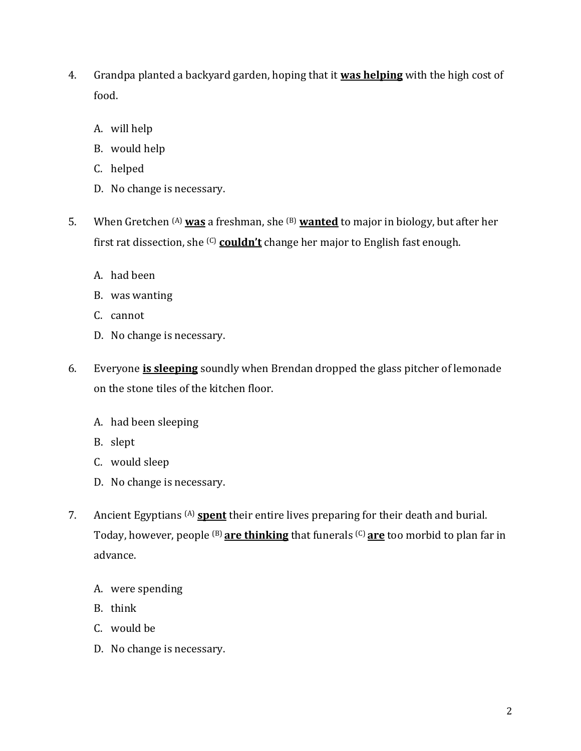4. Grandpa planted a backyard garden, hoping that it **was helping** with the high cost of food.

   A. will help
   B. would help
   C. helped
   D. No change is necessary.

5. When Gretchen (A) **was** a freshman, she (B) **wanted** to major in biology, but after her first rat dissection, she (C) **couldn't** change her major to English fast enough.

   A. had been
   B. was wanting
   C. cannot
   D. No change is necessary.

6. Everyone **is sleeping** soundly when Brendan dropped the glass pitcher of lemonade on the stone tiles of the kitchen floor.

   A. had been sleeping
   B. slept
   C. would sleep
   D. No change is necessary.

7. Ancient Egyptians (A) **spent** their entire lives preparing for their death and burial. Today, however, people (B) **are thinking** that funerals (C) **are** too morbid to plan far in advance.

   A. were spending
   B. think
   C. would be
   D. No change is necessary.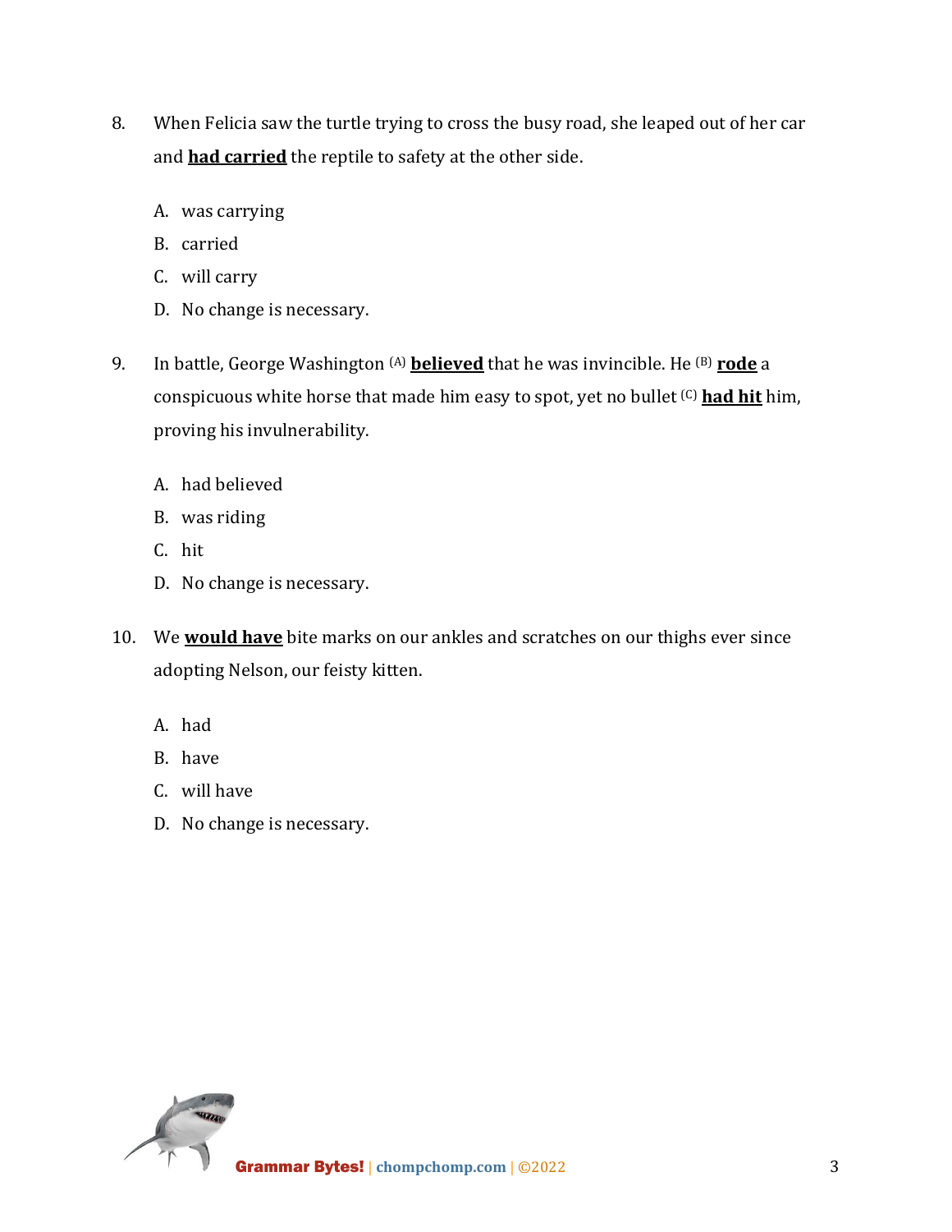8. When Felicia saw the turtle trying to cross the busy road, she leaped out of her car and **<u>had carried</u>** the reptile to safety at the other side.

   A. was carrying

   B. carried

   C. will carry

   D. No change is necessary.

9. In battle, George Washington [(A)] **<u>believed</u>** that he was invincible. He [(B)] **<u>rode</u>** a conspicuous white horse that made him easy to spot, yet no bullet [(C)] **<u>had hit</u>** him, proving his invulnerability.

   A. had believed

   B. was riding

   C. hit

   D. No change is necessary.

10. We **<u>would have</u>** bite marks on our ankles and scratches on our thighs ever since adopting Nelson, our feisty kitten.

    A. had

    B. have

    C. will have

    D. No change is necessary.